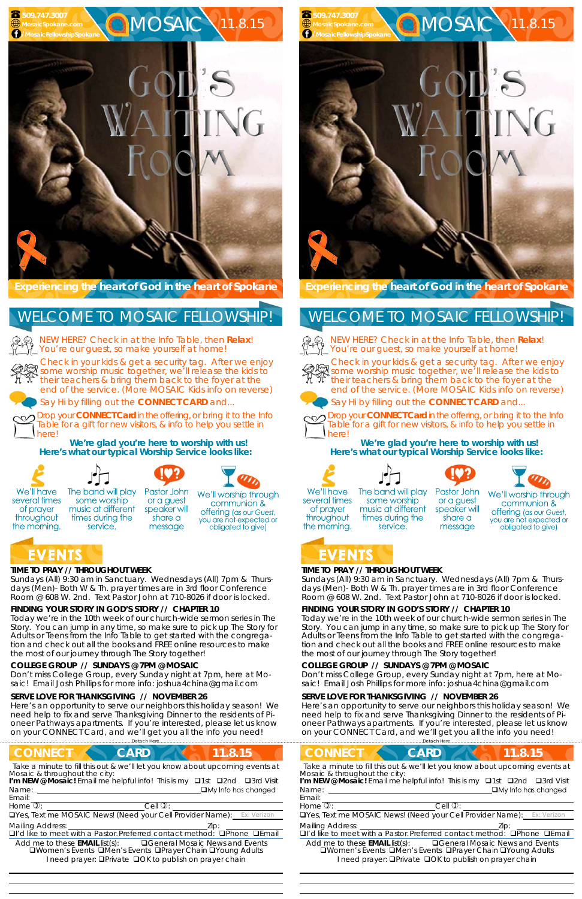509.747.3007
MosaicSpokane.com
/MosaicFellowshipSpokane

# MOSAIC 11.8.15

# GOD'S WAITING ROOM

**Experiencing the heart of God in the heart of Spokane**

## WELCOME TO MOSAIC FELLOWSHIP!

NEW HERE? Check in at the Info Table, then **Relax**! You're our guest, so make yourself at home!

Check in your kids & get a security tag. After we enjoy some worship music together, we'll release the kids to their teachers & bring them back to the foyer at the end of the service. (More MOSAIC Kids info on reverse)

Say Hi by filling out the **CONNECT CARD** and...

Drop your **CONNECT Card** in the offering, or bring it to the Info Table for a gift for new visitors, & info to help you settle in here!

**We're glad you're here to worship with us!**
**Here's what our typical Worship Service looks like:**

We'll have several times of prayer throughout the morning.

The band will play some worship music at different times during the service.

Pastor John or a guest speaker will share a message

We'll worship through communion & offering (as our Guest, you are not expected or obligated to give)

## EVENTS

**TIME TO PRAY // THROUGHOUT WEEK**
Sundays (All) 9:30 am in Sanctuary. Wednesdays (All) 7pm & Thursdays (Men)- Both W & Th. prayer times are in 3rd floor Conference Room @ 608 W. 2nd. Text Pastor John at 710-8026 if door is locked.

**FINDING YOUR STORY IN GOD'S STORY // CHAPTER 10**
Today we're in the 10th week of our church-wide sermon series in The Story. You can jump in any time, so make sure to pick up The Story for Adults or Teens from the Info Table to get started with the congregation and check out all the books and FREE online resources to make the most of our journey through The Story together!

**COLLEGE GROUP // SUNDAYS @ 7PM @ MOSAIC**
Don't miss College Group, every Sunday night at 7pm, here at Mosaic! Email Josh Phillips for more info: joshua4china@gmail.com

**SERVE LOVE FOR THANKSGIVING // NOVEMBER 26**
Here's an opportunity to serve our neighbors this holiday season! We need help to fix and serve Thanksgiving Dinner to the residents of Pioneer Pathways apartments. If you're interested, please let us know on your CONNECT Card, and we'll get you all the info you need!

Detach Here

## CONNECT CARD 11.8.15

Take a minute to fill this out & we'll let you know about upcoming events at Mosaic & throughout the city:
**I'm NEW @ Mosaic!** Email me helpful info! This is my ❑1st ❑2nd ❑3rd Visit
Name: ________________ ❑My Info has changed
Email: ________________
Home: ________________ Cell: ________________
❑Yes, Text me MOSAIC News! (Need your Cell Provider Name): Ex: Verizon
Mailing Address: ________________ Zip: ________
❑I'd like to meet with a Pastor. Preferred contact method: ❑Phone ❑Email
Add me to these **EMAIL** list(s): ❑General Mosaic News and Events ❑Women's Events ❑Men's Events ❑Prayer Chain ❑Young Adults
I need prayer: ❑Private ❑OK to publish on prayer chain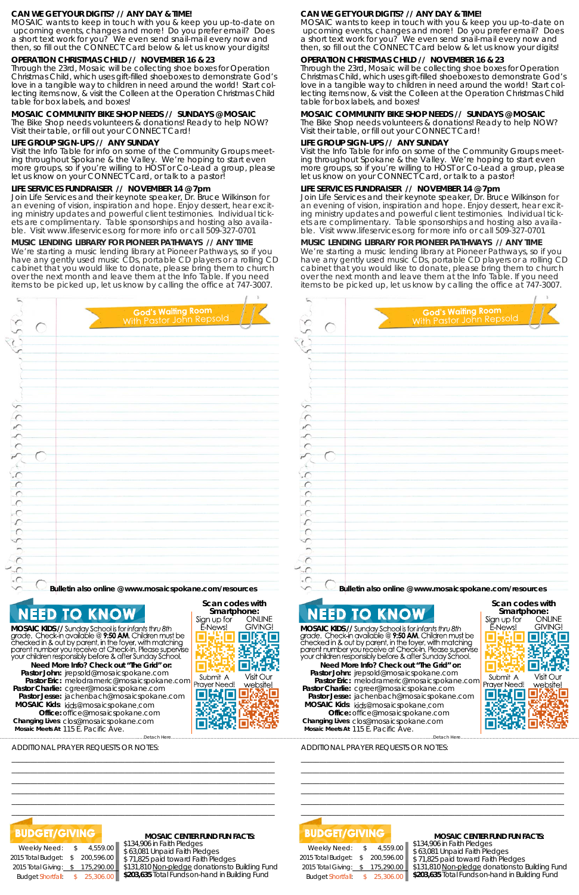**CAN WE GET YOUR DIGITS? // ANY DAY & TIME!**
MOSAIC wants to keep in touch with you & keep you up-to-date on upcoming events, changes and more! Do you prefer email? Does a short text work for you? We even send snail-mail every now and then, so fill out the CONNECT Card below & let us know your digits!

**OPERATION CHRISTMAS CHILD // NOVEMBER 16 & 23**
Through the 23rd, Mosaic will be collecting shoe boxes for Operation Christmas Child, which uses gift-filled shoeboxes to demonstrate God's love in a tangible way to children in need around the world! Start collecting items now, & visit the Colleen at the Operation Christmas Child table for box labels, and boxes!

**MOSAIC COMMUNITY BIKE SHOP NEEDS // SUNDAYS @ MOSAIC**
The Bike Shop needs volunteers & donations! Ready to help NOW? Visit their table, or fill out your CONNECT Card!

**LIFE GROUP SIGN-UPS // ANY SUNDAY**
Visit the Info Table for info on some of the Community Groups meeting throughout Spokane & the Valley. We're hoping to start even more groups, so if you're willing to HOST or Co-Lead a group, please let us know on your CONNECT Card, or talk to a pastor!

**LIFE SERVICES FUNDRAISER // NOVEMBER 14 @ 7pm**
Join Life Services and their keynote speaker, Dr. Bruce Wilkinson for an evening of vision, inspiration and hope. Enjoy dessert, hear exciting ministry updates and powerful client testimonies. Individual tickets are complimentary. Table sponsorships and hosting also available. Visit www.lifeservices.org for more info or call 509-327-0701

**MUSIC LENDING LIBRARY FOR PIONEER PATHWAYS // ANY TIME**
We're starting a music lending library at Pioneer Pathways, so if you have any gently used music CDs, portable CD players or a rolling CD cabinet that you would like to donate, please bring them to church over the next month and leave them at the Info Table. If you need items to be picked up, let us know by calling the office at 747-3007.

**God's Waiting Room**
With Pastor John Repsold

**Bulletin also online @ www.mosaicspokane.com/resources**

## NEED TO KNOW

**MOSAIC KIDS //** Sunday School is for *infants thru 8th grade*. Check-in available @ **9:50 AM**. Children must be checked in & out by parent, in the foyer, with matching parent number you receive at Check-In. Please supervise your children responsibly before & after Sunday School.

**Need More Info? Check out "The Grid" or:**

**Pastor John:** jrepsold@mosaicspokane.com
**Pastor Eric:** melodrameric@mosaicspokane.com
**Pastor Charlie:** cgreer@mosaicspokane.com
**Pastor Jesse:** jachenbach@mosaicspokane.com
**MOSAIC Kids:** kids@mosaicspokane.com
**Office:** office@mosaicspokane.com
**Changing Lives:** clos@mosaicspokane.com
**Mosaic Meets At** 115 E. Pacific Ave.

**Scan codes with Smartphone:**
Sign up for E-News! | ONLINE GIVING! | Submit A Prayer Need! | Visit Our website!

Detach Here

ADDITIONAL PRAYER REQUESTS OR NOTES:

## BUDGET/GIVING

| | | |
|---|---|---|
| Weekly Need: | $ | 4,559.00 |
| 2015 Total Budget: | $ | 200,596.00 |
| 2015 Total Giving: | $ | 175,290.00 |
| Budget Shortfall: | $ | 25,306.00 |

**MOSAIC CENTER FUND FUN FACTS:**
$134,906 in Faith Pledges
$ 63,081 Unpaid Faith Pledges
$ 71,825 paid toward Faith Pledges
$131,810 Non-pledge donations to Building Fund
**$203,635** Total Funds on-hand in Building Fund